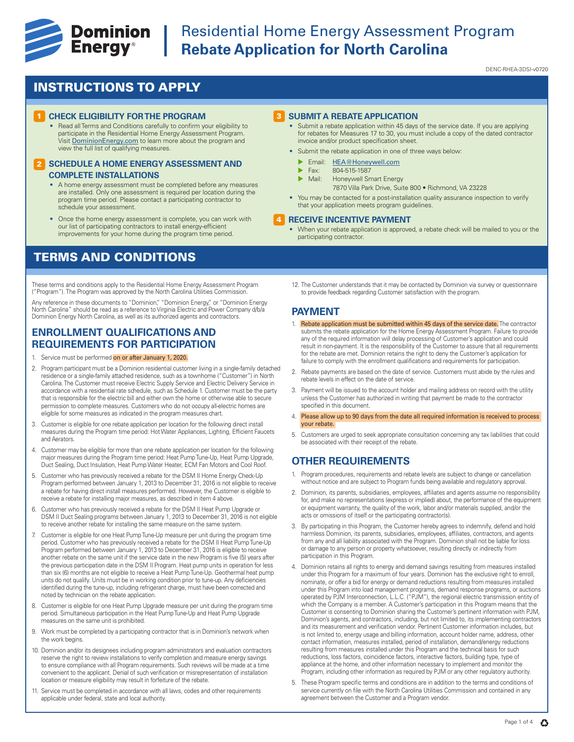# Dominion Energy

# Residential Home Energy Assessment Program
## Rebate Application for North Carolina

DENC-RHEA-3DSI-v0720

## INSTRUCTIONS TO APPLY

### 1 CHECK ELIGIBILITY FOR THE PROGRAM

- Read all Terms and Conditions carefully to confirm your eligibility to participate in the Residential Home Energy Assessment Program. Visit DominionEnergy.com to learn more about the program and view the full list of qualifying measures.

### 2 SCHEDULE A HOME ENERGY ASSESSMENT AND COMPLETE INSTALLATIONS

- A home energy assessment must be completed before any measures are installed. Only one assessment is required per location during the program time period. Please contact a participating contractor to schedule your assessment.
- Once the home energy assessment is complete, you can work with our list of participating contractors to install energy-efficient improvements for your home during the program time period.

### 3 SUBMIT A REBATE APPLICATION

- Submit a rebate application within 45 days of the service date. If you are applying for rebates for Measures 17 to 30, you must include a copy of the dated contractor invoice and/or product specification sheet.
- Submit the rebate application in one of three ways below:
  - Email: HEA@Honeywell.com
  - Fax: 804-515-1587
  - Mail: Honeywell Smart Energy
    7870 Villa Park Drive, Suite 800 • Richmond, VA 23228
- You may be contacted for a post-installation quality assurance inspection to verify that your application meets program guidelines.

### 4 RECEIVE INCENTIVE PAYMENT

- When your rebate application is approved, a rebate check will be mailed to you or the participating contractor.

## TERMS AND CONDITIONS

These terms and conditions apply to the Residential Home Energy Assessment Program ("Program"). The Program was approved by the North Carolina Utilities Commission.

Any reference in these documents to "Dominion," "Dominion Energy," or "Dominion Energy North Carolina" should be read as a reference to Virginia Electric and Power Company d/b/a Dominion Energy North Carolina, as well as its authorized agents and contractors.

### ENROLLMENT QUALIFICATIONS AND REQUIREMENTS FOR PARTICIPATION

1. Service must be performed **on or after January 1, 2020.**
2. Program participant must be a Dominion residential customer living in a single-family detached residence or a single-family attached residence, such as a townhome ("Customer") in North Carolina. The Customer must receive Electric Supply Service and Electric Delivery Service in accordance with a residential rate schedule, such as Schedule 1. Customer must be the party that is responsible for the electric bill and either own the home or otherwise able to secure permission to complete measures. Customers who do not occupy all-electric homes are eligible for some measures as indicated in the program measures chart.
3. Customer is eligible for one rebate application per location for the following direct install measures during the Program time period: Hot Water Appliances, Lighting, Efficient Faucets and Aerators.
4. Customer may be eligible for more than one rebate application per location for the following major measures during the Program time period: Heat Pump Tune-Up, Heat Pump Upgrade, Duct Sealing, Duct Insulation, Heat Pump Water Heater, ECM Fan Motors and Cool Roof.
5. Customer who has previously received a rebate for the DSM II Home Energy Check-Up Program performed between January 1, 2013 to December 31, 2016 is not eligible to receive a rebate for having direct install measures performed. However, the Customer is eligible to receive a rebate for installing major measures, as described in item 4 above.
6. Customer who has previously received a rebate for the DSM II Heat Pump Upgrade or DSM II Duct Sealing programs between January 1, 2013 to December 31, 2016 is not eligible to receive another rebate for installing the same measure on the same system.
7. Customer is eligible for one Heat Pump Tune-Up measure per unit during the program time period. Customer who has previously received a rebate for the DSM II Heat Pump Tune-Up Program performed between January 1, 2013 to December 31, 2016 is eligible to receive another rebate on the same unit if the service date in the new Program is five (5) years after the previous participation date in the DSM II Program. Heat pump units in operation for less than six (6) months are not eligible to receive a Heat Pump Tune-Up. Geothermal heat pump units do not qualify. Units must be in working condition prior to tune-up. Any deficiencies identified during the tune-up, including refrigerant charge, must have been corrected and noted by technician on the rebate application.
8. Customer is eligible for one Heat Pump Upgrade measure per unit during the program time period. Simultaneous participation in the Heat Pump Tune-Up and Heat Pump Upgrade measures on the same unit is prohibited.
9. Work must be completed by a participating contractor that is in Dominion's network when the work begins.
10. Dominion and/or its designees including program administrators and evaluation contractors reserve the right to review installations to verify completion and measure energy savings to ensure compliance with all Program requirements. Such reviews will be made at a time convenient to the applicant. Denial of such verification or misrepresentation of installation location or measure eligibility may result in forfeiture of the rebate.
11. Service must be completed in accordance with all laws, codes and other requirements applicable under federal, state and local authority.
12. The Customer understands that it may be contacted by Dominion via survey or questionnaire to provide feedback regarding Customer satisfaction with the program.

### PAYMENT

1. **Rebate application must be submitted within 45 days of the service date.** The contractor submits the rebate application for the Home Energy Assessment Program. Failure to provide any of the required information will delay processing of Customer's application and could result in non-payment. It is the responsibility of the Customer to assure that all requirements for the rebate are met. Dominion retains the right to deny the Customer's application for failure to comply with the enrollment qualifications and requirements for participation.
2. Rebate payments are based on the date of service. Customers must abide by the rules and rebate levels in effect on the date of service.
3. Payment will be issued to the account holder and mailing address on record with the utility unless the Customer has authorized in writing that payment be made to the contractor specified in this document.
4. **Please allow up to 90 days from the date all required information is received to process your rebate.**
5. Customers are urged to seek appropriate consultation concerning any tax liabilities that could be associated with their receipt of the rebate.

### OTHER REQUIREMENTS

1. Program procedures, requirements and rebate levels are subject to change or cancellation without notice and are subject to Program funds being available and regulatory approval.
2. Dominion, its parents, subsidiaries, employees, affiliates and agents assume no responsibility for, and make no representations (express or implied) about, the performance of the equipment or equipment warranty, the quality of the work, labor and/or materials supplied, and/or the acts or omissions of itself or the participating contractor(s).
3. By participating in this Program, the Customer hereby agrees to indemnify, defend and hold harmless Dominion, its parents, subsidiaries, employees, affiliates, contractors, and agents from any and all liability associated with the Program. Dominion shall not be liable for loss or damage to any person or property whatsoever, resulting directly or indirectly from participation in this Program.
4. Dominion retains all rights to energy and demand savings resulting from measures installed under this Program for a maximum of four years. Dominion has the exclusive right to enroll, nominate, or offer a bid for energy or demand reductions resulting from measures installed under this Program into load management programs, demand response programs, or auctions operated by PJM Interconnection, L.L.C. ("PJM"), the regional electric transmission entity of which the Company is a member. A Customer's participation in this Program means that the Customer is consenting to Dominion sharing the Customer's pertinent information with PJM, Dominion's agents, and contractors, including, but not limited to, its implementing contractors and its measurement and verification vendor. Pertinent Customer information includes, but is not limited to, energy usage and billing information, account holder name, address, other contact information, measures installed, period of installation, demand/energy reductions resulting from measures installed under this Program and the technical basis for such reductions, loss factors, coincidence factors, interactive factors, building type, type of appliance at the home, and other information necessary to implement and monitor the Program, including other information as required by PJM or any other regulatory authority.
5. These Program specific terms and conditions are in addition to the terms and conditions of service currently on file with the North Carolina Utilities Commission and contained in any agreement between the Customer and a Program vendor.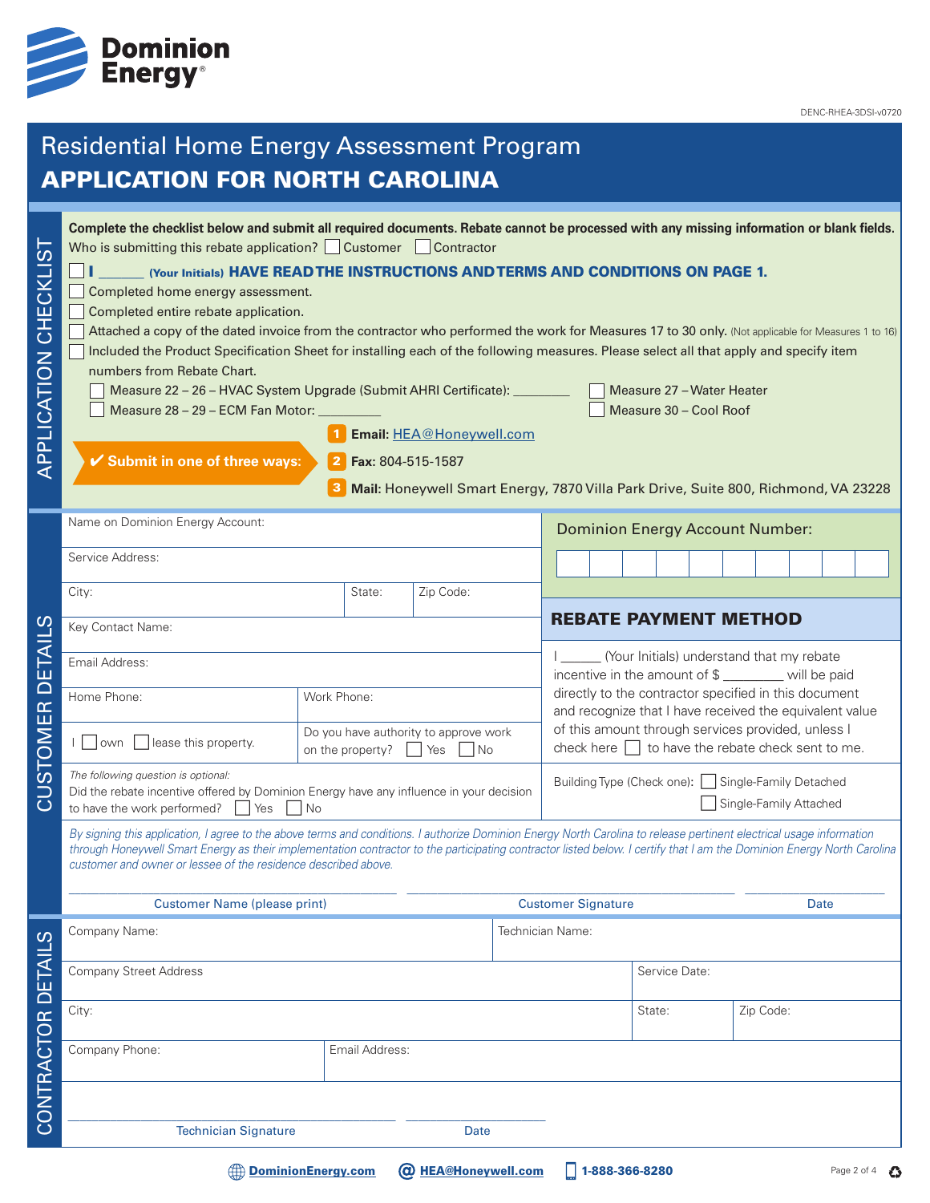Dominion Energy

DENC-RHEA-3DSI-v0720

# Residential Home Energy Assessment Program
# APPLICATION FOR NORTH CAROLINA

## APPLICATION CHECKLIST

**Complete the checklist below and submit all required documents. Rebate cannot be processed with any missing information or blank fields.**

Who is submitting this rebate application? ☐ Customer ☐ Contractor

☐ **I ______ (Your Initials) HAVE READ THE INSTRUCTIONS AND TERMS AND CONDITIONS ON PAGE 1.**

☐ Completed home energy assessment.

☐ Completed entire rebate application.

☐ Attached a copy of the dated invoice from the contractor who performed the work for Measures 17 to 30 only. (Not applicable for Measures 1 to 16)

☐ Included the Product Specification Sheet for installing each of the following measures. Please select all that apply and specify item numbers from Rebate Chart.

- ☐ Measure 22 – 26 – HVAC System Upgrade (Submit AHRI Certificate): ________
- ☐ Measure 28 – 29 – ECM Fan Motor: ________
- ☐ Measure 27 – Water Heater
- ☐ Measure 30 – Cool Roof

**✔ Submit in one of three ways:**

1. **Email:** HEA@Honeywell.com
2. **Fax:** 804-515-1587
3. **Mail:** Honeywell Smart Energy, 7870 Villa Park Drive, Suite 800, Richmond, VA 23228

## CUSTOMER DETAILS

Name on Dominion Energy Account:

Service Address:

City: | State: | Zip Code:

Key Contact Name:

Email Address:

Home Phone: | Work Phone:

I ☐ own ☐ lease this property.

Do you have authority to approve work on the property? ☐ Yes ☐ No

*The following question is optional:*
Did the rebate incentive offered by Dominion Energy have any influence in your decision to have the work performed? ☐ Yes ☐ No

**Dominion Energy Account Number:**

| | | | | | | | | | |
|---|---|---|---|---|---|---|---|---|---|
| | | | | | | | | | |

### REBATE PAYMENT METHOD

I ______ (Your Initials) understand that my rebate incentive in the amount of $ ________ will be paid directly to the contractor specified in this document and recognize that I have received the equivalent value of this amount through services provided, unless I check here ☐ to have the rebate check sent to me.

Building Type (Check one): ☐ Single-Family Detached ☐ Single-Family Attached

*By signing this application, I agree to the above terms and conditions. I authorize Dominion Energy North Carolina to release pertinent electrical usage information through Honeywell Smart Energy as their implementation contractor to the participating contractor listed below. I certify that I am the Dominion Energy North Carolina customer and owner or lessee of the residence described above.*

______________________ Customer Name (please print)

______________________ Customer Signature

__________ Date

## CONTRACTOR DETAILS

Company Name: | Technician Name:

Company Street Address | Service Date:

City: | State: | Zip Code:

Company Phone: | Email Address:

______________________ Technician Signature

__________ Date

DominionEnergy.com | HEA@Honeywell.com | 1-888-366-8280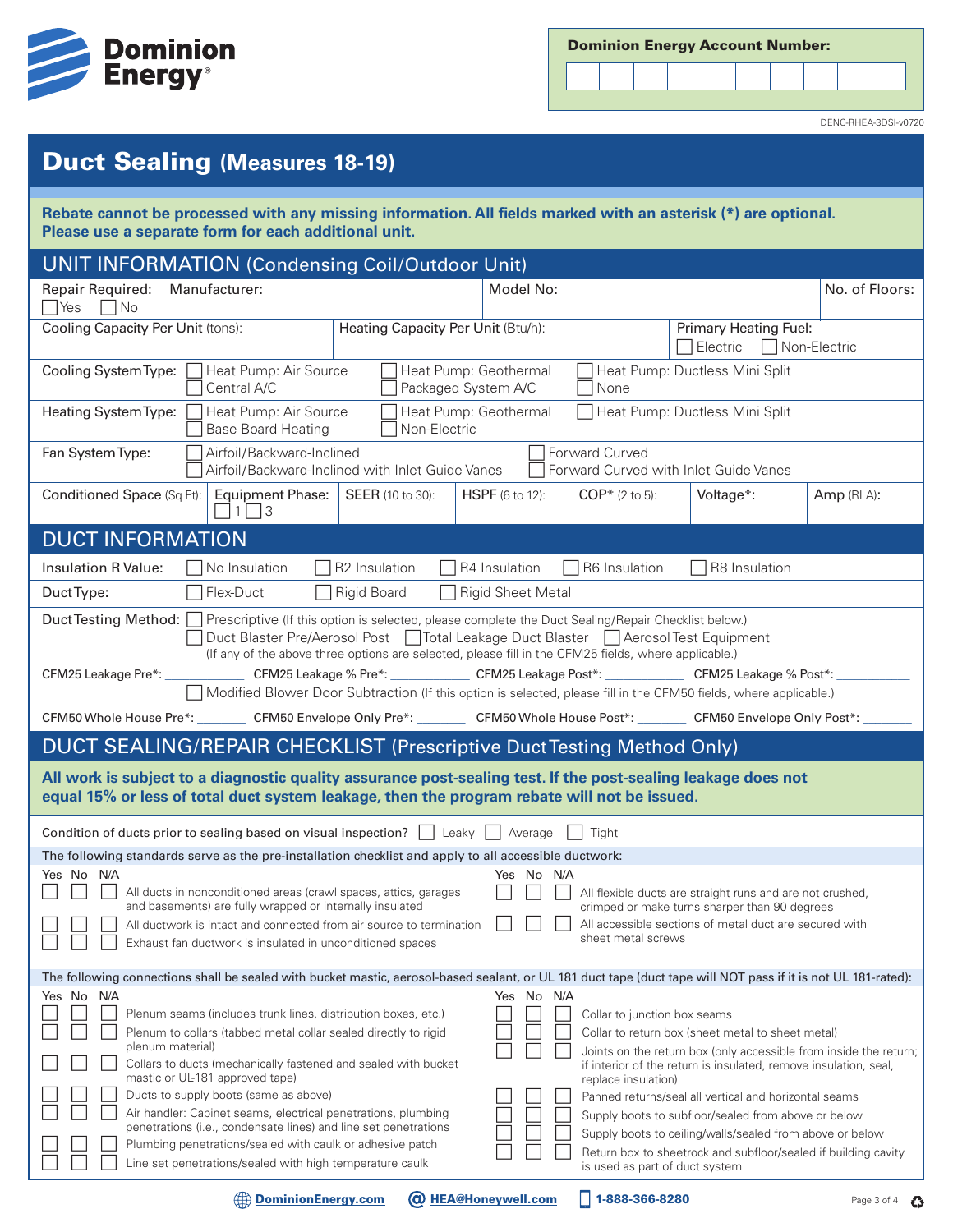**Dominion Energy Account Number:**

| | | | | | | | | | |
|---|---|---|---|---|---|---|---|---|---|
| | | | | | | | | | |

DENC-RHEA-3DSI-v0720

# Duct Sealing (Measures 18-19)

**Rebate cannot be processed with any missing information. All fields marked with an asterisk (*) are optional. Please use a separate form for each additional unit.**

## UNIT INFORMATION (Condensing Coil/Outdoor Unit)

| Repair Required: ☐ Yes ☐ No | Manufacturer: | Model No: | No. of Floors: |
|---|---|---|---|

| Cooling Capacity Per Unit (tons): | Heating Capacity Per Unit (Btu/h): | Primary Heating Fuel: ☐ Electric ☐ Non-Electric |
|---|---|---|

**Cooling System Type:** ☐ Heat Pump: Air Source ☐ Heat Pump: Geothermal ☐ Heat Pump: Ductless Mini Split ☐ Central A/C ☐ Packaged System A/C ☐ None

**Heating System Type:** ☐ Heat Pump: Air Source ☐ Heat Pump: Geothermal ☐ Heat Pump: Ductless Mini Split ☐ Base Board Heating ☐ Non-Electric

**Fan System Type:** ☐ Airfoil/Backward-Inclined ☐ Forward Curved ☐ Airfoil/Backward-Inclined with Inlet Guide Vanes ☐ Forward Curved with Inlet Guide Vanes

| Conditioned Space (Sq Ft): | Equipment Phase: ☐ 1 ☐ 3 | SEER (10 to 30): | HSPF (6 to 12): | COP* (2 to 5): | Voltage*: | Amp (RLA): |
|---|---|---|---|---|---|---|

## DUCT INFORMATION

**Insulation R Value:** ☐ No Insulation ☐ R2 Insulation ☐ R4 Insulation ☐ R6 Insulation ☐ R8 Insulation

**Duct Type:** ☐ Flex-Duct ☐ Rigid Board ☐ Rigid Sheet Metal

**Duct Testing Method:** ☐ Prescriptive (If this option is selected, please complete the Duct Sealing/Repair Checklist below.)
☐ Duct Blaster Pre/Aerosol Post ☐ Total Leakage Duct Blaster ☐ Aerosol Test Equipment
(If any of the above three options are selected, please fill in the CFM25 fields, where applicable.)

CFM25 Leakage Pre*: ________ CFM25 Leakage % Pre*: ________ CFM25 Leakage Post*: ________ CFM25 Leakage % Post*: ________

☐ Modified Blower Door Subtraction (If this option is selected, please fill in the CFM50 fields, where applicable.)

CFM50 Whole House Pre*: ________ CFM50 Envelope Only Pre*: ________ CFM50 Whole House Post*: ________ CFM50 Envelope Only Post*: ________

## DUCT SEALING/REPAIR CHECKLIST (Prescriptive Duct Testing Method Only)

**All work is subject to a diagnostic quality assurance post-sealing test. If the post-sealing leakage does not equal 15% or less of total duct system leakage, then the program rebate will not be issued.**

Condition of ducts prior to sealing based on visual inspection? ☐ Leaky ☐ Average ☐ Tight

The following standards serve as the pre-installation checklist and apply to all accessible ductwork:

| Yes | No | N/A | |
|---|---|---|---|
| ☐ | ☐ | ☐ | All ducts in nonconditioned areas (crawl spaces, attics, garages and basements) are fully wrapped or internally insulated |
| ☐ | ☐ | ☐ | All ductwork is intact and connected from air source to termination |
| ☐ | ☐ | ☐ | Exhaust fan ductwork is insulated in unconditioned spaces |
| ☐ | ☐ | ☐ | All flexible ducts are straight runs and are not crushed, crimped or make turns sharper than 90 degrees |
| ☐ | ☐ | ☐ | All accessible sections of metal duct are secured with sheet metal screws |

The following connections shall be sealed with bucket mastic, aerosol-based sealant, or UL 181 duct tape (duct tape will NOT pass if it is not UL 181-rated):

| Yes | No | N/A | |
|---|---|---|---|
| ☐ | ☐ | ☐ | Plenum seams (includes trunk lines, distribution boxes, etc.) |
| ☐ | ☐ | ☐ | Plenum to collars (tabbed metal collar sealed directly to rigid plenum material) |
| ☐ | ☐ | ☐ | Collars to ducts (mechanically fastened and sealed with bucket mastic or UL-181 approved tape) |
| ☐ | ☐ | ☐ | Ducts to supply boots (same as above) |
| ☐ | ☐ | ☐ | Air handler: Cabinet seams, electrical penetrations, plumbing penetrations (i.e., condensate lines) and line set penetrations |
| ☐ | ☐ | ☐ | Plumbing penetrations/sealed with caulk or adhesive patch |
| ☐ | ☐ | ☐ | Line set penetrations/sealed with high temperature caulk |
| ☐ | ☐ | ☐ | Collar to junction box seams |
| ☐ | ☐ | ☐ | Collar to return box (sheet metal to sheet metal) |
| ☐ | ☐ | ☐ | Joints on the return box (only accessible from inside the return; if interior of the return is insulated, remove insulation, seal, replace insulation) |
| ☐ | ☐ | ☐ | Panned returns/seal all vertical and horizontal seams |
| ☐ | ☐ | ☐ | Supply boots to subfloor/sealed from above or below |
| ☐ | ☐ | ☐ | Supply boots to ceiling/walls/sealed from above or below |
| ☐ | ☐ | ☐ | Return box to sheetrock and subfloor/sealed if building cavity is used as part of duct system |

DominionEnergy.com | HEA@Honeywell.com | 1-888-366-8280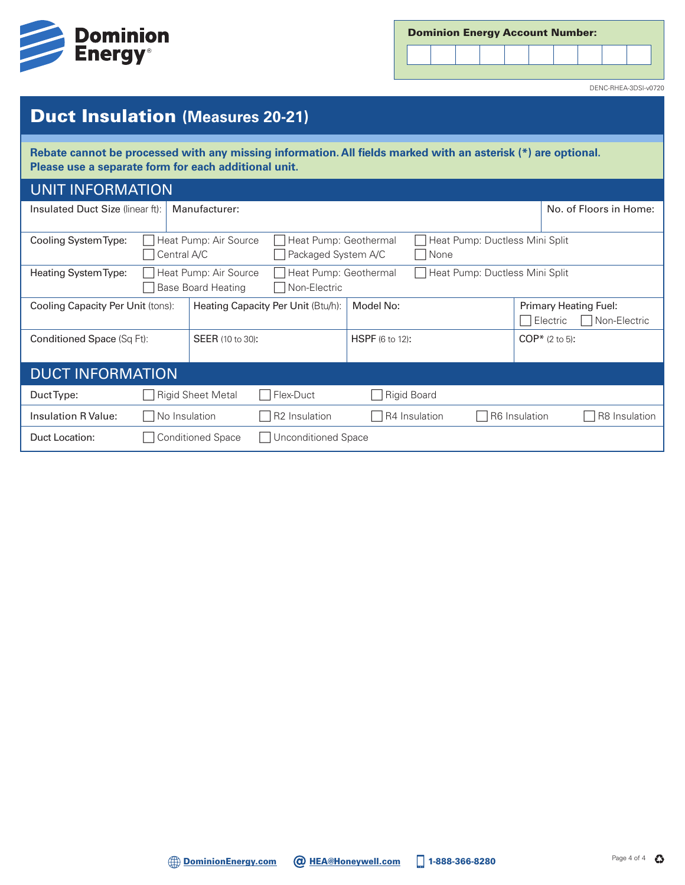Dominion Energy

**Dominion Energy Account Number:**

| | | | | | | | | | |
|---|---|---|---|---|---|---|---|---|---|
| | | | | | | | | | |

DENC-RHEA-3DSI-v0720

# Duct Insulation (Measures 20-21)

**Rebate cannot be processed with any missing information. All fields marked with an asterisk (*) are optional. Please use a separate form for each additional unit.**

## UNIT INFORMATION

| | | |
|---|---|---|
| Insulated Duct Size (linear ft): | Manufacturer: | No. of Floors in Home: |

Cooling System Type: ☐ Heat Pump: Air Source ☐ Heat Pump: Geothermal ☐ Heat Pump: Ductless Mini Split ☐ Central A/C ☐ Packaged System A/C ☐ None

Heating System Type: ☐ Heat Pump: Air Source ☐ Heat Pump: Geothermal ☐ Heat Pump: Ductless Mini Split ☐ Base Board Heating ☐ Non-Electric

| | | | |
|---|---|---|---|
| Cooling Capacity Per Unit (tons): | Heating Capacity Per Unit (Btu/h): | Model No: | Primary Heating Fuel: ☐ Electric ☐ Non-Electric |
| Conditioned Space (Sq Ft): | SEER (10 to 30): | HSPF (6 to 12): | COP* (2 to 5): |

## DUCT INFORMATION

Duct Type: ☐ Rigid Sheet Metal ☐ Flex-Duct ☐ Rigid Board

Insulation R Value: ☐ No Insulation ☐ R2 Insulation ☐ R4 Insulation ☐ R6 Insulation ☐ R8 Insulation

Duct Location: ☐ Conditioned Space ☐ Unconditioned Space

DominionEnergy.com HEA@Honeywell.com 1-888-366-8280